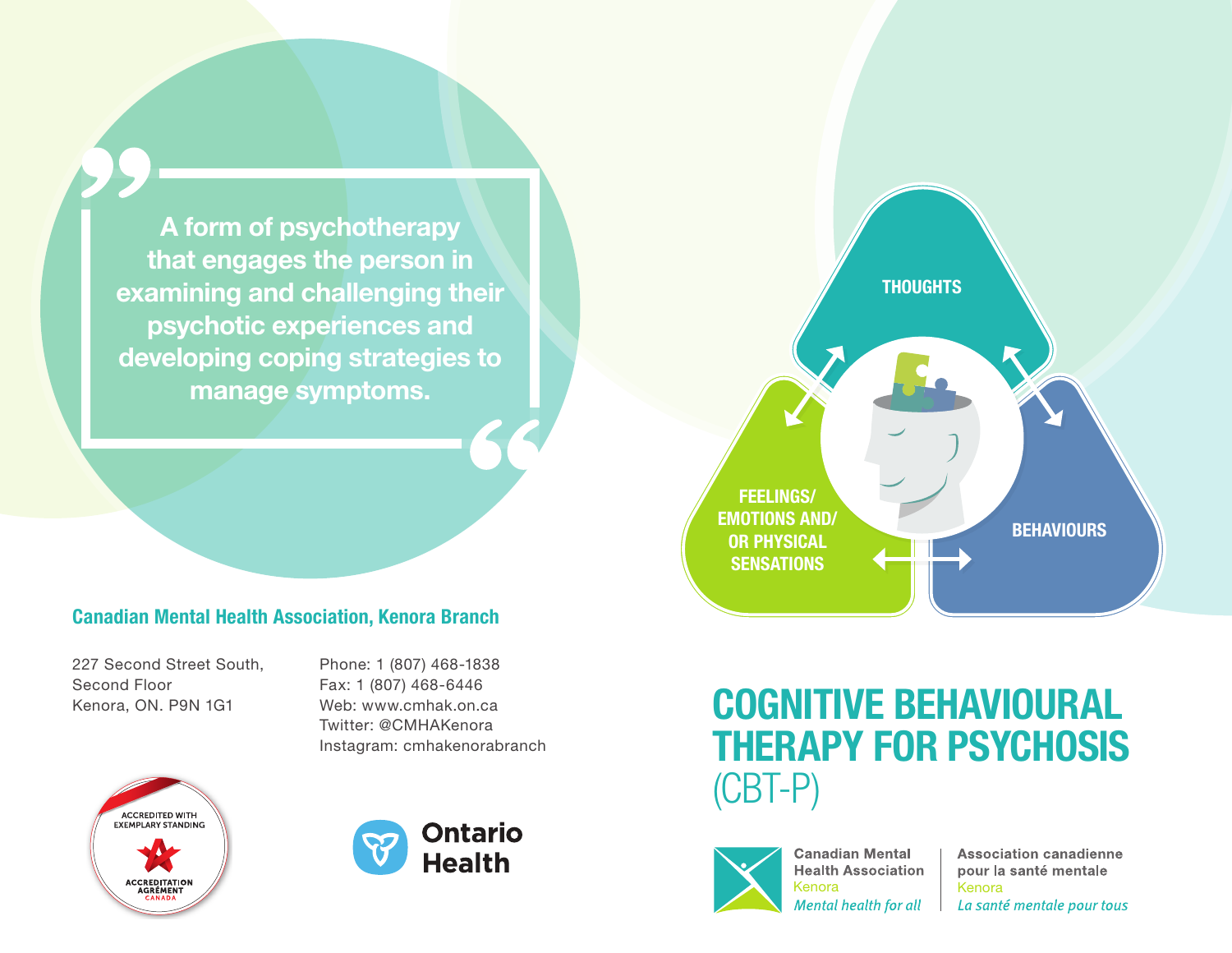# COGNITIVE BEHAVIOURAL THERAPY FOR PSYCHOSIS (CBT-P)

> A form of psychotherapy that engages the person in examining and challenging their psychotic experiences and developing coping strategies to manage symptoms.

THOUGHTS

FEELINGS/ EMOTIONS AND/ OR PHYSICAL SENSATIONS

BEHAVIOURS

## Canadian Mental Health Association, Kenora Branch

227 Second Street South,
Second Floor
Kenora, ON. P9N 1G1

Phone: 1 (807) 468-1838
Fax: 1 (807) 468-6446
Web: www.cmhak.on.ca
Twitter: @CMHAKenora
Instagram: cmhakenorabranch

ACCREDITED WITH EXEMPLARY STANDING
ACCREDITATION AGRÉMENT CANADA

Ontario Health

Canadian Mental Health Association
Kenora
*Mental health for all*

Association canadienne pour la santé mentale
Kenora
*La santé mentale pour tous*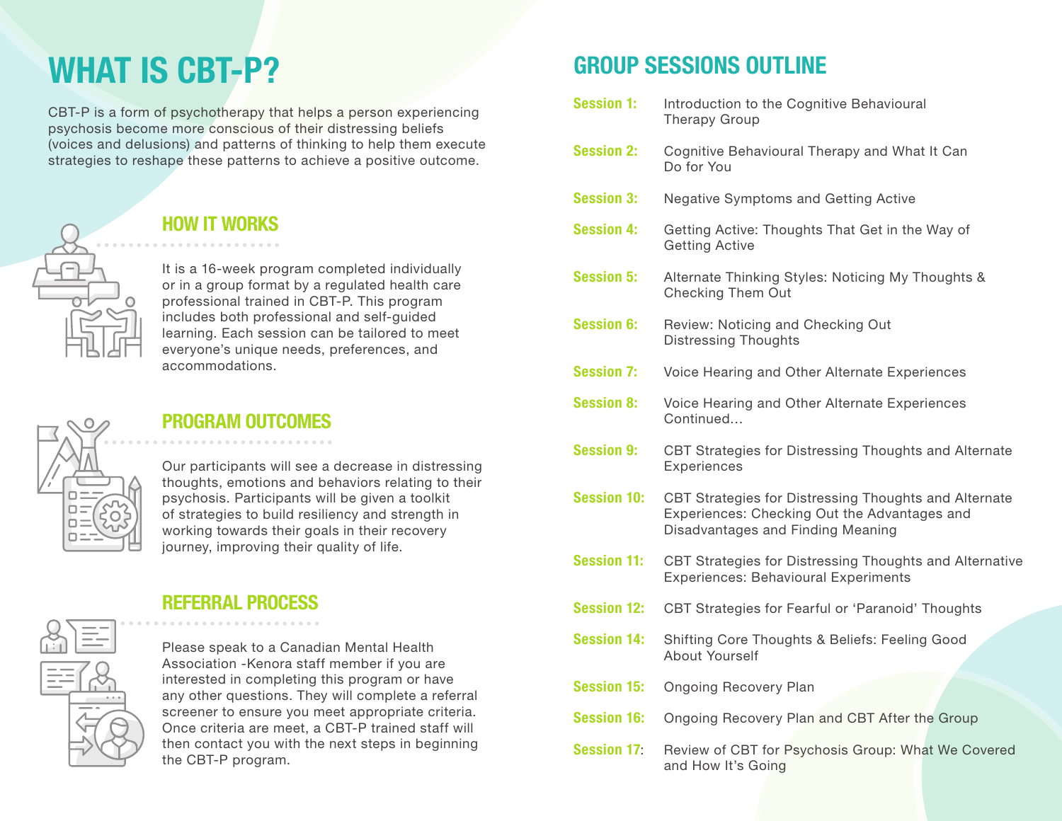# WHAT IS CBT-P?

CBT-P is a form of psychotherapy that helps a person experiencing psychosis become more conscious of their distressing beliefs (voices and delusions) and patterns of thinking to help them execute strategies to reshape these patterns to achieve a positive outcome.

## HOW IT WORKS

It is a 16-week program completed individually or in a group format by a regulated health care professional trained in CBT-P. This program includes both professional and self-guided learning. Each session can be tailored to meet everyone's unique needs, preferences, and accommodations.

## PROGRAM OUTCOMES

Our participants will see a decrease in distressing thoughts, emotions and behaviors relating to their psychosis. Participants will be given a toolkit of strategies to build resiliency and strength in working towards their goals in their recovery journey, improving their quality of life.

## REFERRAL PROCESS

Please speak to a Canadian Mental Health Association -Kenora staff member if you are interested in completing this program or have any other questions. They will complete a referral screener to ensure you meet appropriate criteria. Once criteria are meet, a CBT-P trained staff will then contact you with the next steps in beginning the CBT-P program.

# GROUP SESSIONS OUTLINE

**Session 1:** Introduction to the Cognitive Behavioural Therapy Group

**Session 2:** Cognitive Behavioural Therapy and What It Can Do for You

**Session 3:** Negative Symptoms and Getting Active

**Session 4:** Getting Active: Thoughts That Get in the Way of Getting Active

**Session 5:** Alternate Thinking Styles: Noticing My Thoughts & Checking Them Out

**Session 6:** Review: Noticing and Checking Out Distressing Thoughts

**Session 7:** Voice Hearing and Other Alternate Experiences

**Session 8:** Voice Hearing and Other Alternate Experiences Continued...

**Session 9:** CBT Strategies for Distressing Thoughts and Alternate Experiences

**Session 10:** CBT Strategies for Distressing Thoughts and Alternate Experiences: Checking Out the Advantages and Disadvantages and Finding Meaning

**Session 11:** CBT Strategies for Distressing Thoughts and Alternative Experiences: Behavioural Experiments

**Session 12:** CBT Strategies for Fearful or 'Paranoid' Thoughts

**Session 14:** Shifting Core Thoughts & Beliefs: Feeling Good About Yourself

**Session 15:** Ongoing Recovery Plan

**Session 16:** Ongoing Recovery Plan and CBT After the Group

**Session 17**: Review of CBT for Psychosis Group: What We Covered and How It's Going